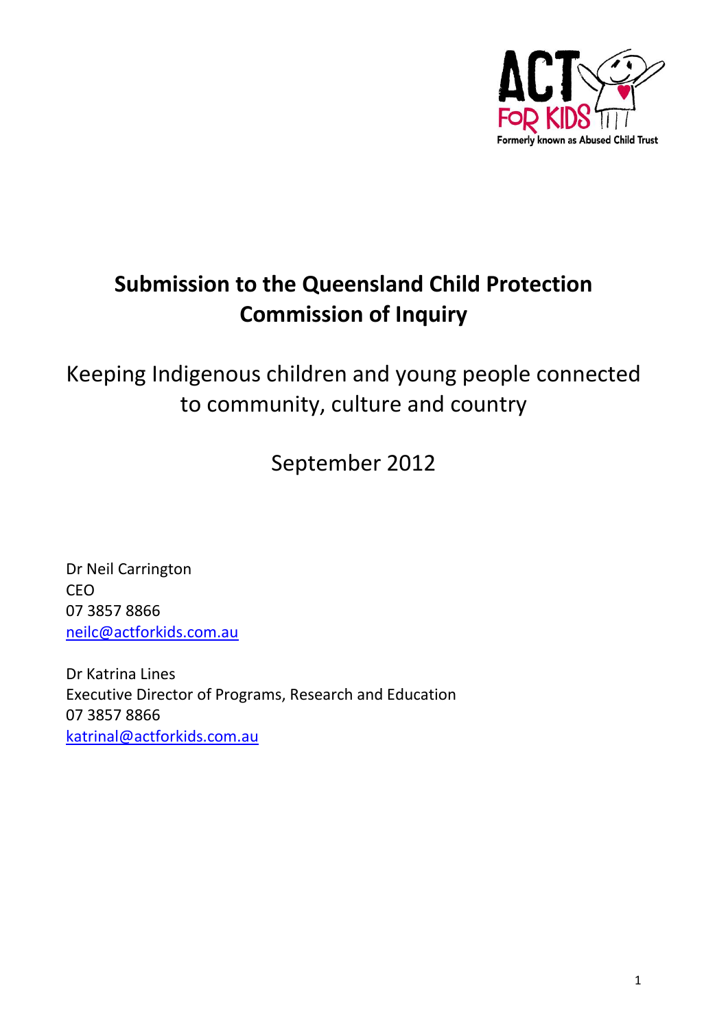ACT FOR KIDS

Formerly known as Abused Child Trust

# Submission to the Queensland Child Protection Commission of Inquiry

## Keeping Indigenous children and young people connected to community, culture and country

September 2012

Dr Neil Carrington
CEO
07 3857 8866
neilc@actforkids.com.au

Dr Katrina Lines
Executive Director of Programs, Research and Education
07 3857 8866
katrinal@actforkids.com.au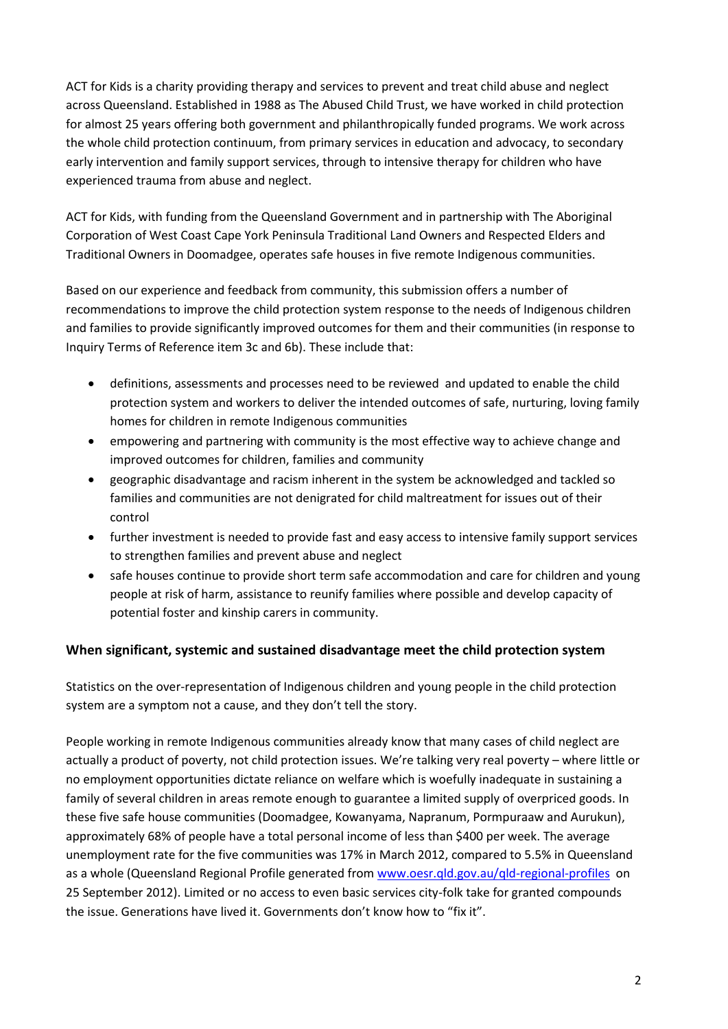ACT for Kids is a charity providing therapy and services to prevent and treat child abuse and neglect across Queensland. Established in 1988 as The Abused Child Trust, we have worked in child protection for almost 25 years offering both government and philanthropically funded programs. We work across the whole child protection continuum, from primary services in education and advocacy, to secondary early intervention and family support services, through to intensive therapy for children who have experienced trauma from abuse and neglect.

ACT for Kids, with funding from the Queensland Government and in partnership with The Aboriginal Corporation of West Coast Cape York Peninsula Traditional Land Owners and Respected Elders and Traditional Owners in Doomadgee, operates safe houses in five remote Indigenous communities.

Based on our experience and feedback from community, this submission offers a number of recommendations to improve the child protection system response to the needs of Indigenous children and families to provide significantly improved outcomes for them and their communities (in response to Inquiry Terms of Reference item 3c and 6b). These include that:

- definitions, assessments and processes need to be reviewed and updated to enable the child protection system and workers to deliver the intended outcomes of safe, nurturing, loving family homes for children in remote Indigenous communities
- empowering and partnering with community is the most effective way to achieve change and improved outcomes for children, families and community
- geographic disadvantage and racism inherent in the system be acknowledged and tackled so families and communities are not denigrated for child maltreatment for issues out of their control
- further investment is needed to provide fast and easy access to intensive family support services to strengthen families and prevent abuse and neglect
- safe houses continue to provide short term safe accommodation and care for children and young people at risk of harm, assistance to reunify families where possible and develop capacity of potential foster and kinship carers in community.

## When significant, systemic and sustained disadvantage meet the child protection system

Statistics on the over-representation of Indigenous children and young people in the child protection system are a symptom not a cause, and they don't tell the story.

People working in remote Indigenous communities already know that many cases of child neglect are actually a product of poverty, not child protection issues. We're talking very real poverty – where little or no employment opportunities dictate reliance on welfare which is woefully inadequate in sustaining a family of several children in areas remote enough to guarantee a limited supply of overpriced goods. In these five safe house communities (Doomadgee, Kowanyama, Napranum, Pormpuraaw and Aurukun), approximately 68% of people have a total personal income of less than $400 per week. The average unemployment rate for the five communities was 17% in March 2012, compared to 5.5% in Queensland as a whole (Queensland Regional Profile generated from www.oesr.qld.gov.au/qld-regional-profiles on 25 September 2012). Limited or no access to even basic services city-folk take for granted compounds the issue. Generations have lived it. Governments don't know how to "fix it".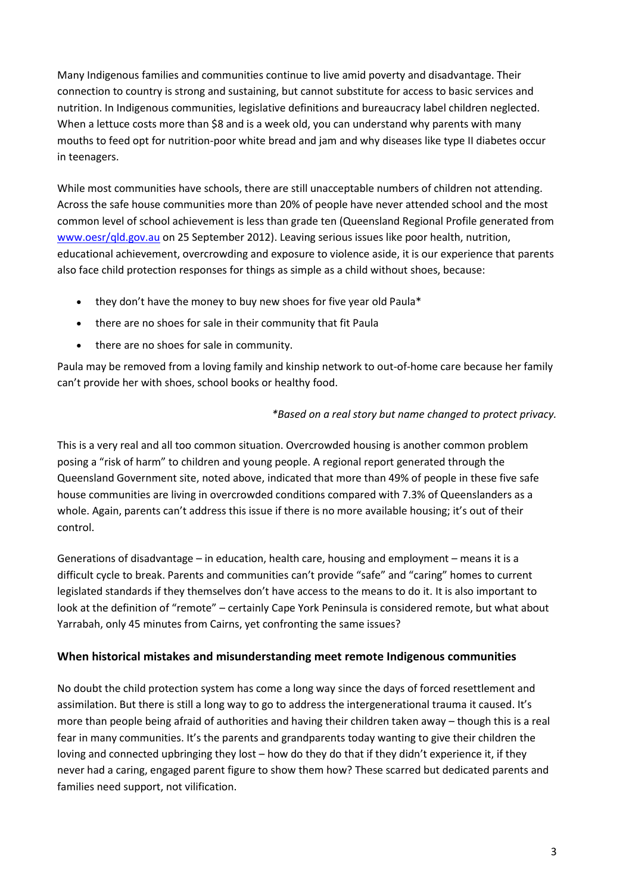Many Indigenous families and communities continue to live amid poverty and disadvantage. Their connection to country is strong and sustaining, but cannot substitute for access to basic services and nutrition. In Indigenous communities, legislative definitions and bureaucracy label children neglected. When a lettuce costs more than $8 and is a week old, you can understand why parents with many mouths to feed opt for nutrition-poor white bread and jam and why diseases like type II diabetes occur in teenagers.

While most communities have schools, there are still unacceptable numbers of children not attending. Across the safe house communities more than 20% of people have never attended school and the most common level of school achievement is less than grade ten (Queensland Regional Profile generated from [www.oesr/qld.gov.au](www.oesr/qld.gov.au) on 25 September 2012). Leaving serious issues like poor health, nutrition, educational achievement, overcrowding and exposure to violence aside, it is our experience that parents also face child protection responses for things as simple as a child without shoes, because:

- they don't have the money to buy new shoes for five year old Paula*
- there are no shoes for sale in their community that fit Paula
- there are no shoes for sale in community.

Paula may be removed from a loving family and kinship network to out-of-home care because her family can't provide her with shoes, school books or healthy food.

*\*Based on a real story but name changed to protect privacy.*

This is a very real and all too common situation. Overcrowded housing is another common problem posing a "risk of harm" to children and young people. A regional report generated through the Queensland Government site, noted above, indicated that more than 49% of people in these five safe house communities are living in overcrowded conditions compared with 7.3% of Queenslanders as a whole. Again, parents can't address this issue if there is no more available housing; it's out of their control.

Generations of disadvantage – in education, health care, housing and employment – means it is a difficult cycle to break. Parents and communities can't provide "safe" and "caring" homes to current legislated standards if they themselves don't have access to the means to do it. It is also important to look at the definition of "remote" – certainly Cape York Peninsula is considered remote, but what about Yarrabah, only 45 minutes from Cairns, yet confronting the same issues?

### When historical mistakes and misunderstanding meet remote Indigenous communities

No doubt the child protection system has come a long way since the days of forced resettlement and assimilation. But there is still a long way to go to address the intergenerational trauma it caused. It's more than people being afraid of authorities and having their children taken away – though this is a real fear in many communities. It's the parents and grandparents today wanting to give their children the loving and connected upbringing they lost – how do they do that if they didn't experience it, if they never had a caring, engaged parent figure to show them how? These scarred but dedicated parents and families need support, not vilification.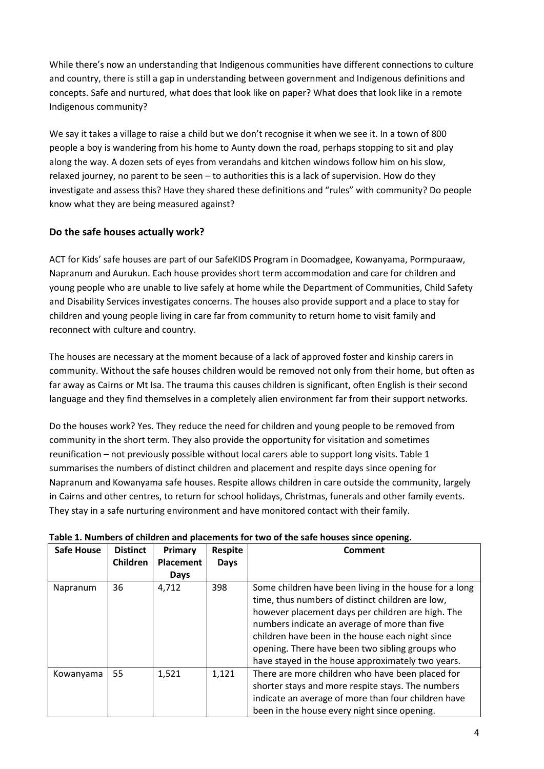While there's now an understanding that Indigenous communities have different connections to culture and country, there is still a gap in understanding between government and Indigenous definitions and concepts. Safe and nurtured, what does that look like on paper? What does that look like in a remote Indigenous community?

We say it takes a village to raise a child but we don't recognise it when we see it. In a town of 800 people a boy is wandering from his home to Aunty down the road, perhaps stopping to sit and play along the way. A dozen sets of eyes from verandahs and kitchen windows follow him on his slow, relaxed journey, no parent to be seen – to authorities this is a lack of supervision. How do they investigate and assess this? Have they shared these definitions and "rules" with community? Do people know what they are being measured against?

## Do the safe houses actually work?

ACT for Kids' safe houses are part of our SafeKIDS Program in Doomadgee, Kowanyama, Pormpuraaw, Napranum and Aurukun. Each house provides short term accommodation and care for children and young people who are unable to live safely at home while the Department of Communities, Child Safety and Disability Services investigates concerns. The houses also provide support and a place to stay for children and young people living in care far from community to return home to visit family and reconnect with culture and country.

The houses are necessary at the moment because of a lack of approved foster and kinship carers in community. Without the safe houses children would be removed not only from their home, but often as far away as Cairns or Mt Isa. The trauma this causes children is significant, often English is their second language and they find themselves in a completely alien environment far from their support networks.

Do the houses work? Yes. They reduce the need for children and young people to be removed from community in the short term. They also provide the opportunity for visitation and sometimes reunification – not previously possible without local carers able to support long visits. Table 1 summarises the numbers of distinct children and placement and respite days since opening for Napranum and Kowanyama safe houses. Respite allows children in care outside the community, largely in Cairns and other centres, to return for school holidays, Christmas, funerals and other family events. They stay in a safe nurturing environment and have monitored contact with their family.

**Table 1. Numbers of children and placements for two of the safe houses since opening.**

| Safe House | Distinct Children | Primary Placement Days | Respite Days | Comment |
|---|---|---|---|---|
| Napranum | 36 | 4,712 | 398 | Some children have been living in the house for a long time, thus numbers of distinct children are low, however placement days per children are high. The numbers indicate an average of more than five children have been in the house each night since opening. There have been two sibling groups who have stayed in the house approximately two years. |
| Kowanyama | 55 | 1,521 | 1,121 | There are more children who have been placed for shorter stays and more respite stays. The numbers indicate an average of more than four children have been in the house every night since opening. |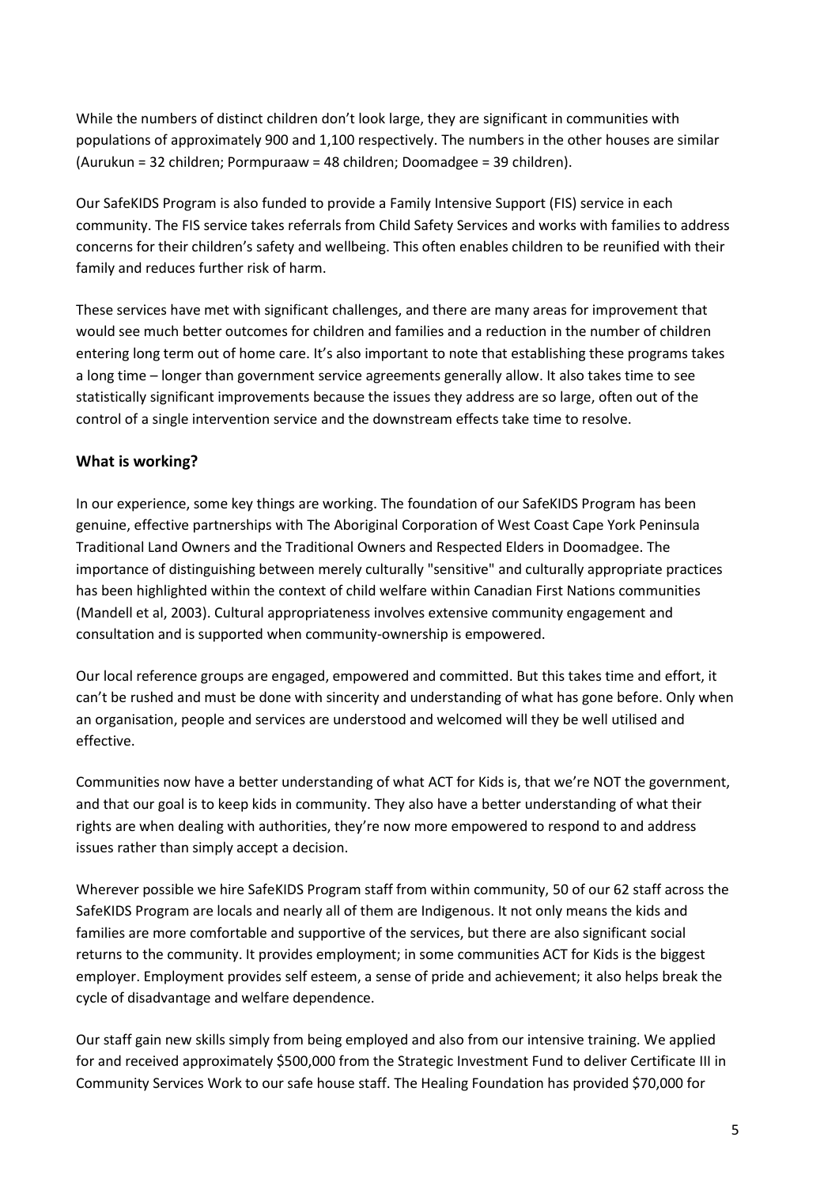While the numbers of distinct children don't look large, they are significant in communities with populations of approximately 900 and 1,100 respectively. The numbers in the other houses are similar (Aurukun = 32 children; Pormpuraaw = 48 children; Doomadgee = 39 children).

Our SafeKIDS Program is also funded to provide a Family Intensive Support (FIS) service in each community. The FIS service takes referrals from Child Safety Services and works with families to address concerns for their children's safety and wellbeing. This often enables children to be reunified with their family and reduces further risk of harm.

These services have met with significant challenges, and there are many areas for improvement that would see much better outcomes for children and families and a reduction in the number of children entering long term out of home care. It's also important to note that establishing these programs takes a long time – longer than government service agreements generally allow. It also takes time to see statistically significant improvements because the issues they address are so large, often out of the control of a single intervention service and the downstream effects take time to resolve.

## What is working?

In our experience, some key things are working. The foundation of our SafeKIDS Program has been genuine, effective partnerships with The Aboriginal Corporation of West Coast Cape York Peninsula Traditional Land Owners and the Traditional Owners and Respected Elders in Doomadgee. The importance of distinguishing between merely culturally "sensitive" and culturally appropriate practices has been highlighted within the context of child welfare within Canadian First Nations communities (Mandell et al, 2003). Cultural appropriateness involves extensive community engagement and consultation and is supported when community-ownership is empowered.

Our local reference groups are engaged, empowered and committed. But this takes time and effort, it can't be rushed and must be done with sincerity and understanding of what has gone before. Only when an organisation, people and services are understood and welcomed will they be well utilised and effective.

Communities now have a better understanding of what ACT for Kids is, that we're NOT the government, and that our goal is to keep kids in community. They also have a better understanding of what their rights are when dealing with authorities, they're now more empowered to respond to and address issues rather than simply accept a decision.

Wherever possible we hire SafeKIDS Program staff from within community, 50 of our 62 staff across the SafeKIDS Program are locals and nearly all of them are Indigenous. It not only means the kids and families are more comfortable and supportive of the services, but there are also significant social returns to the community. It provides employment; in some communities ACT for Kids is the biggest employer. Employment provides self esteem, a sense of pride and achievement; it also helps break the cycle of disadvantage and welfare dependence.

Our staff gain new skills simply from being employed and also from our intensive training. We applied for and received approximately $500,000 from the Strategic Investment Fund to deliver Certificate III in Community Services Work to our safe house staff. The Healing Foundation has provided $70,000 for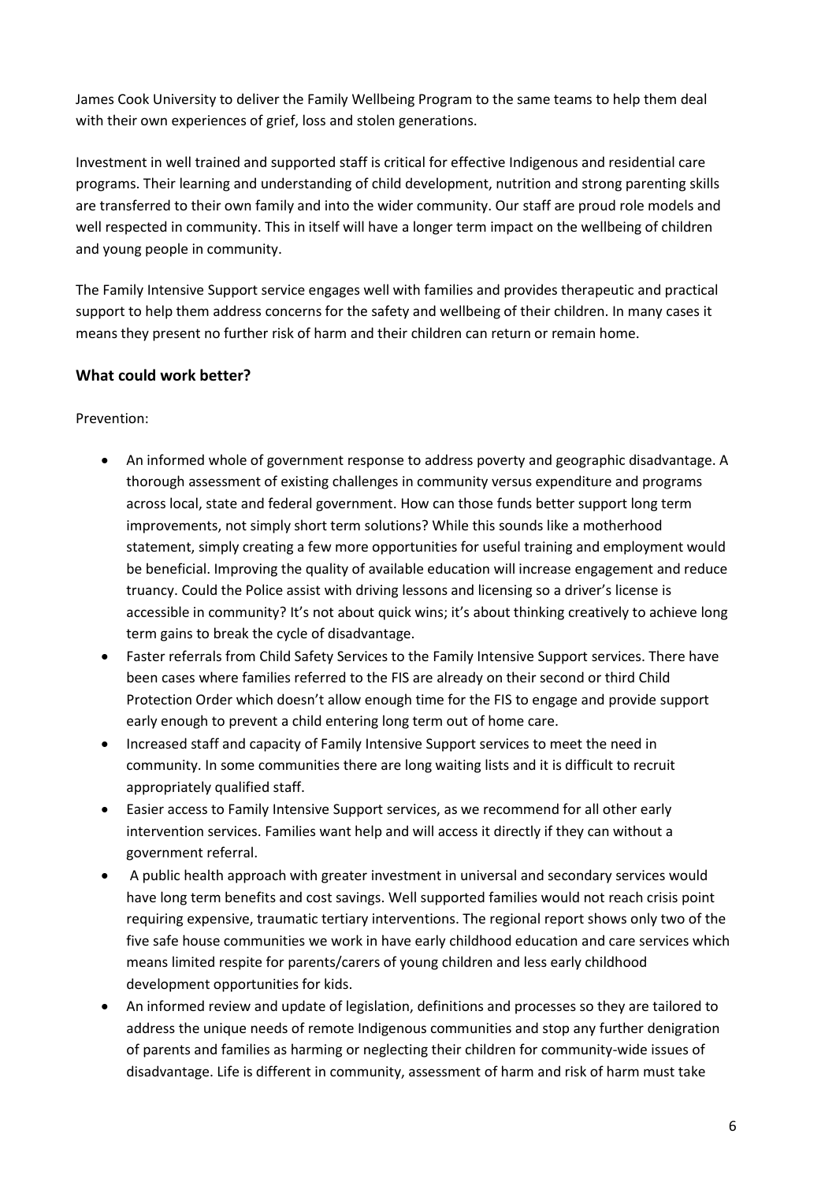James Cook University to deliver the Family Wellbeing Program to the same teams to help them deal with their own experiences of grief, loss and stolen generations.

Investment in well trained and supported staff is critical for effective Indigenous and residential care programs. Their learning and understanding of child development, nutrition and strong parenting skills are transferred to their own family and into the wider community. Our staff are proud role models and well respected in community. This in itself will have a longer term impact on the wellbeing of children and young people in community.

The Family Intensive Support service engages well with families and provides therapeutic and practical support to help them address concerns for the safety and wellbeing of their children. In many cases it means they present no further risk of harm and their children can return or remain home.

## What could work better?

Prevention:

- An informed whole of government response to address poverty and geographic disadvantage. A thorough assessment of existing challenges in community versus expenditure and programs across local, state and federal government. How can those funds better support long term improvements, not simply short term solutions? While this sounds like a motherhood statement, simply creating a few more opportunities for useful training and employment would be beneficial. Improving the quality of available education will increase engagement and reduce truancy. Could the Police assist with driving lessons and licensing so a driver's license is accessible in community? It's not about quick wins; it's about thinking creatively to achieve long term gains to break the cycle of disadvantage.
- Faster referrals from Child Safety Services to the Family Intensive Support services. There have been cases where families referred to the FIS are already on their second or third Child Protection Order which doesn't allow enough time for the FIS to engage and provide support early enough to prevent a child entering long term out of home care.
- Increased staff and capacity of Family Intensive Support services to meet the need in community. In some communities there are long waiting lists and it is difficult to recruit appropriately qualified staff.
- Easier access to Family Intensive Support services, as we recommend for all other early intervention services. Families want help and will access it directly if they can without a government referral.
- A public health approach with greater investment in universal and secondary services would have long term benefits and cost savings. Well supported families would not reach crisis point requiring expensive, traumatic tertiary interventions. The regional report shows only two of the five safe house communities we work in have early childhood education and care services which means limited respite for parents/carers of young children and less early childhood development opportunities for kids.
- An informed review and update of legislation, definitions and processes so they are tailored to address the unique needs of remote Indigenous communities and stop any further denigration of parents and families as harming or neglecting their children for community-wide issues of disadvantage. Life is different in community, assessment of harm and risk of harm must take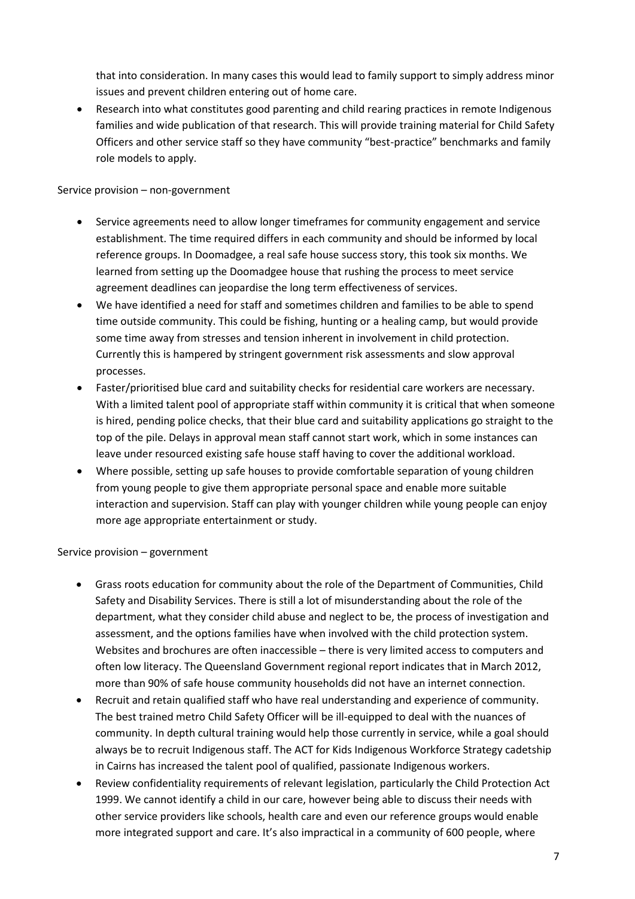that into consideration. In many cases this would lead to family support to simply address minor issues and prevent children entering out of home care.

- Research into what constitutes good parenting and child rearing practices in remote Indigenous families and wide publication of that research. This will provide training material for Child Safety Officers and other service staff so they have community "best-practice" benchmarks and family role models to apply.

Service provision – non-government

- Service agreements need to allow longer timeframes for community engagement and service establishment. The time required differs in each community and should be informed by local reference groups. In Doomadgee, a real safe house success story, this took six months. We learned from setting up the Doomadgee house that rushing the process to meet service agreement deadlines can jeopardise the long term effectiveness of services.
- We have identified a need for staff and sometimes children and families to be able to spend time outside community. This could be fishing, hunting or a healing camp, but would provide some time away from stresses and tension inherent in involvement in child protection. Currently this is hampered by stringent government risk assessments and slow approval processes.
- Faster/prioritised blue card and suitability checks for residential care workers are necessary. With a limited talent pool of appropriate staff within community it is critical that when someone is hired, pending police checks, that their blue card and suitability applications go straight to the top of the pile. Delays in approval mean staff cannot start work, which in some instances can leave under resourced existing safe house staff having to cover the additional workload.
- Where possible, setting up safe houses to provide comfortable separation of young children from young people to give them appropriate personal space and enable more suitable interaction and supervision. Staff can play with younger children while young people can enjoy more age appropriate entertainment or study.

Service provision – government

- Grass roots education for community about the role of the Department of Communities, Child Safety and Disability Services. There is still a lot of misunderstanding about the role of the department, what they consider child abuse and neglect to be, the process of investigation and assessment, and the options families have when involved with the child protection system. Websites and brochures are often inaccessible – there is very limited access to computers and often low literacy. The Queensland Government regional report indicates that in March 2012, more than 90% of safe house community households did not have an internet connection.
- Recruit and retain qualified staff who have real understanding and experience of community. The best trained metro Child Safety Officer will be ill-equipped to deal with the nuances of community. In depth cultural training would help those currently in service, while a goal should always be to recruit Indigenous staff. The ACT for Kids Indigenous Workforce Strategy cadetship in Cairns has increased the talent pool of qualified, passionate Indigenous workers.
- Review confidentiality requirements of relevant legislation, particularly the Child Protection Act 1999. We cannot identify a child in our care, however being able to discuss their needs with other service providers like schools, health care and even our reference groups would enable more integrated support and care. It's also impractical in a community of 600 people, where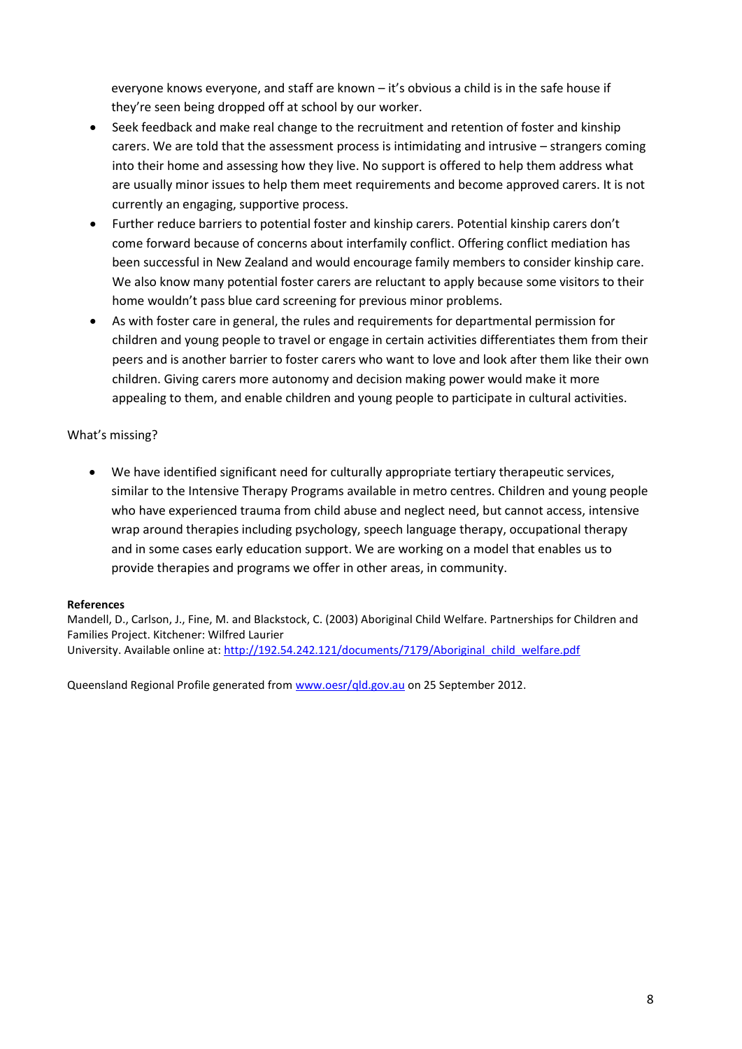everyone knows everyone, and staff are known – it's obvious a child is in the safe house if they're seen being dropped off at school by our worker.

- Seek feedback and make real change to the recruitment and retention of foster and kinship carers. We are told that the assessment process is intimidating and intrusive – strangers coming into their home and assessing how they live. No support is offered to help them address what are usually minor issues to help them meet requirements and become approved carers. It is not currently an engaging, supportive process.
- Further reduce barriers to potential foster and kinship carers. Potential kinship carers don't come forward because of concerns about interfamily conflict. Offering conflict mediation has been successful in New Zealand and would encourage family members to consider kinship care. We also know many potential foster carers are reluctant to apply because some visitors to their home wouldn't pass blue card screening for previous minor problems.
- As with foster care in general, the rules and requirements for departmental permission for children and young people to travel or engage in certain activities differentiates them from their peers and is another barrier to foster carers who want to love and look after them like their own children. Giving carers more autonomy and decision making power would make it more appealing to them, and enable children and young people to participate in cultural activities.

What's missing?

- We have identified significant need for culturally appropriate tertiary therapeutic services, similar to the Intensive Therapy Programs available in metro centres. Children and young people who have experienced trauma from child abuse and neglect need, but cannot access, intensive wrap around therapies including psychology, speech language therapy, occupational therapy and in some cases early education support. We are working on a model that enables us to provide therapies and programs we offer in other areas, in community.

**References**

Mandell, D., Carlson, J., Fine, M. and Blackstock, C. (2003) Aboriginal Child Welfare. Partnerships for Children and Families Project. Kitchener: Wilfred Laurier University. Available online at: http://192.54.242.121/documents/7179/Aboriginal_child_welfare.pdf

Queensland Regional Profile generated from www.oesr/qld.gov.au on 25 September 2012.